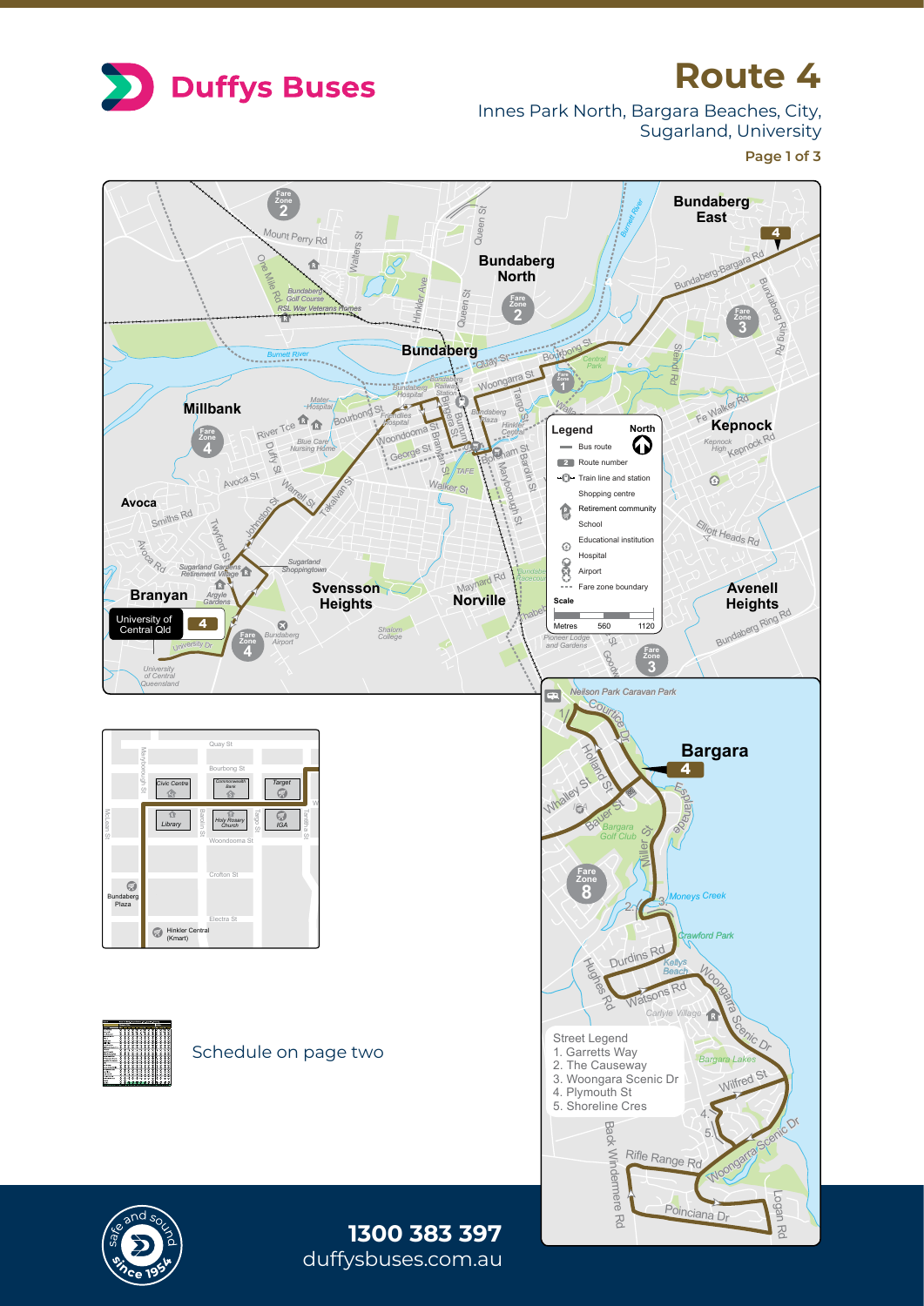# Duffys Buses

## Route 4

Innes Park North, Bargara Beaches, City, Sugarland, University

Page 1 of 3

**Legend**

- Bus route
- Route number
- Train line and station
- Shopping centre
- Retirement community
- School
- Educational institution
- Hospital
- Airport
- Fare zone boundary

North

Scale: Metres 560 1120

Street Legend
1. Garretts Way
2. The Causeway
3. Woongarra Scenic Dr
4. Plymouth St
5. Shoreline Cres

Schedule on page two

**1300 383 397**
duffysbuses.com.au

safe and sound since 1954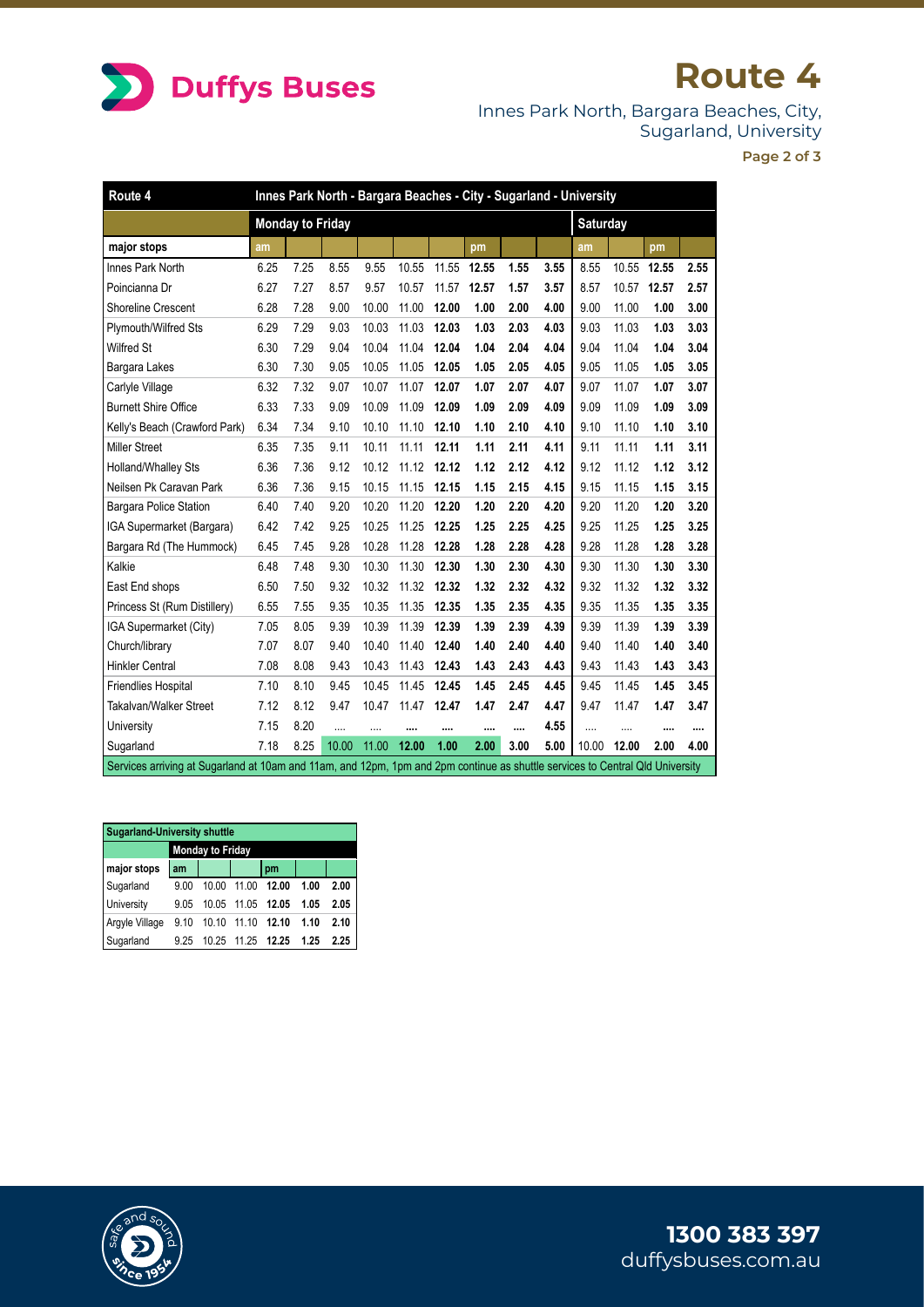# Duffys Buses

# Route 4

Innes Park North, Bargara Beaches, City, Sugarland, University

| Route 4 | Innes Park North - Bargara Beaches - City - Sugarland - University | | | | | | | | | | | | | |
|---|---|---|---|---|---|---|---|---|---|---|---|---|---|---|
| | Monday to Friday | | | | | | | | | | Saturday | | | |
| major stops | am | | | | | | pm | | | | am | | pm | |
| Innes Park North | 6.25 | 7.25 | 8.55 | 9.55 | 10.55 | 11.55 | 12.55 | 1.55 | 3.55 | | 8.55 | 10.55 | 12.55 | 2.55 |
| Poincianna Dr | 6.27 | 7.27 | 8.57 | 9.57 | 10.57 | 11.57 | 12.57 | 1.57 | 3.57 | | 8.57 | 10.57 | 12.57 | 2.57 |
| Shoreline Crescent | 6.28 | 7.28 | 9.00 | 10.00 | 11.00 | 12.00 | 1.00 | 2.00 | 4.00 | | 9.00 | 11.00 | 1.00 | 3.00 |
| Plymouth/Wilfred Sts | 6.29 | 7.29 | 9.03 | 10.03 | 11.03 | 12.03 | 1.03 | 2.03 | 4.03 | | 9.03 | 11.03 | 1.03 | 3.03 |
| Wilfred St | 6.30 | 7.29 | 9.04 | 10.04 | 11.04 | 12.04 | 1.04 | 2.04 | 4.04 | | 9.04 | 11.04 | 1.04 | 3.04 |
| Bargara Lakes | 6.30 | 7.30 | 9.05 | 10.05 | 11.05 | 12.05 | 1.05 | 2.05 | 4.05 | | 9.05 | 11.05 | 1.05 | 3.05 |
| Carlyle Village | 6.32 | 7.32 | 9.07 | 10.07 | 11.07 | 12.07 | 1.07 | 2.07 | 4.07 | | 9.07 | 11.07 | 1.07 | 3.07 |
| Burnett Shire Office | 6.33 | 7.33 | 9.09 | 10.09 | 11.09 | 12.09 | 1.09 | 2.09 | 4.09 | | 9.09 | 11.09 | 1.09 | 3.09 |
| Kelly's Beach (Crawford Park) | 6.34 | 7.34 | 9.10 | 10.10 | 11.10 | 12.10 | 1.10 | 2.10 | 4.10 | | 9.10 | 11.10 | 1.10 | 3.10 |
| Miller Street | 6.35 | 7.35 | 9.11 | 10.11 | 11.11 | 12.11 | 1.11 | 2.11 | 4.11 | | 9.11 | 11.11 | 1.11 | 3.11 |
| Holland/Whalley Sts | 6.36 | 7.36 | 9.12 | 10.12 | 11.12 | 12.12 | 1.12 | 2.12 | 4.12 | | 9.12 | 11.12 | 1.12 | 3.12 |
| Neilsen Pk Caravan Park | 6.36 | 7.36 | 9.15 | 10.15 | 11.15 | 12.15 | 1.15 | 2.15 | 4.15 | | 9.15 | 11.15 | 1.15 | 3.15 |
| Bargara Police Station | 6.40 | 7.40 | 9.20 | 10.20 | 11.20 | 12.20 | 1.20 | 2.20 | 4.20 | | 9.20 | 11.20 | 1.20 | 3.20 |
| IGA Supermarket (Bargara) | 6.42 | 7.42 | 9.25 | 10.25 | 11.25 | 12.25 | 1.25 | 2.25 | 4.25 | | 9.25 | 11.25 | 1.25 | 3.25 |
| Bargara Rd (The Hummock) | 6.45 | 7.45 | 9.28 | 10.28 | 11.28 | 12.28 | 1.28 | 2.28 | 4.28 | | 9.28 | 11.28 | 1.28 | 3.28 |
| Kalkie | 6.48 | 7.48 | 9.30 | 10.30 | 11.30 | 12.30 | 1.30 | 2.30 | 4.30 | | 9.30 | 11.30 | 1.30 | 3.30 |
| East End shops | 6.50 | 7.50 | 9.32 | 10.32 | 11.32 | 12.32 | 1.32 | 2.32 | 4.32 | | 9.32 | 11.32 | 1.32 | 3.32 |
| Princess St (Rum Distillery) | 6.55 | 7.55 | 9.35 | 10.35 | 11.35 | 12.35 | 1.35 | 2.35 | 4.35 | | 9.35 | 11.35 | 1.35 | 3.35 |
| IGA Supermarket (City) | 7.05 | 8.05 | 9.39 | 10.39 | 11.39 | 12.39 | 1.39 | 2.39 | 4.39 | | 9.39 | 11.39 | 1.39 | 3.39 |
| Church/library | 7.07 | 8.07 | 9.40 | 10.40 | 11.40 | 12.40 | 1.40 | 2.40 | 4.40 | | 9.40 | 11.40 | 1.40 | 3.40 |
| Hinkler Central | 7.08 | 8.08 | 9.43 | 10.43 | 11.43 | 12.43 | 1.43 | 2.43 | 4.43 | | 9.43 | 11.43 | 1.43 | 3.43 |
| Friendlies Hospital | 7.10 | 8.10 | 9.45 | 10.45 | 11.45 | 12.45 | 1.45 | 2.45 | 4.45 | | 9.45 | 11.45 | 1.45 | 3.45 |
| Takalvan/Walker Street | 7.12 | 8.12 | 9.47 | 10.47 | 11.47 | 12.47 | 1.47 | 2.47 | 4.47 | | 9.47 | 11.47 | 1.47 | 3.47 |
| University | 7.15 | 8.20 | .... | .... | .... | .... | .... | .... | 4.55 | | .... | .... | .... | .... |
| Sugarland | 7.18 | 8.25 | 10.00 | 11.00 | 12.00 | 1.00 | 2.00 | 3.00 | 5.00 | | 10.00 | 12.00 | 2.00 | 4.00 |
| Services arriving at Sugarland at 10am and 11am, and 12pm, 1pm and 2pm continue as shuttle services to Central Qld University | | | | | | | | | | | | | | |

| Sugarland-University shuttle | | | | | | |
|---|---|---|---|---|---|---|
| | Monday to Friday | | | | | |
| major stops | am | | | pm | | |
| Sugarland | 9.00 | 10.00 | 11.00 | 12.00 | 1.00 | 2.00 |
| University | 9.05 | 10.05 | 11.05 | 12.05 | 1.05 | 2.05 |
| Argyle Village | 9.10 | 10.10 | 11.10 | 12.10 | 1.10 | 2.10 |
| Sugarland | 9.25 | 10.25 | 11.25 | 12.25 | 1.25 | 2.25 |

safe and sound since 1954

**1300 383 397**
duffysbuses.com.au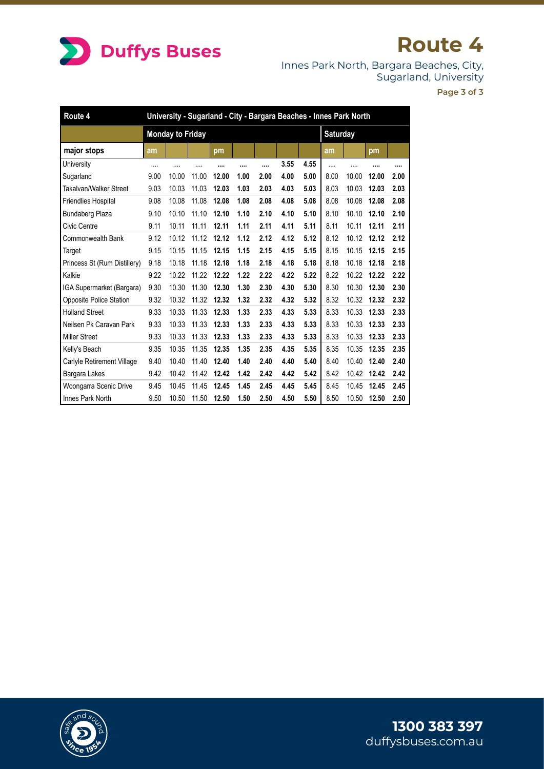# Duffys Buses

# Route 4

Innes Park North, Bargara Beaches, City, Sugarland, University

| Route 4 | University - Sugarland - City - Bargara Beaches - Innes Park North | | | | | | | | | | | |
|---|---|---|---|---|---|---|---|---|---|---|---|---|
| | Monday to Friday | | | | | | | | Saturday | | | |
| major stops | am | | | pm | | | | | am | | pm | |
| University | .... | .... | .... | .... | .... | .... | 3.55 | 4.55 | .... | .... | .... | .... |
| Sugarland | 9.00 | 10.00 | 11.00 | 12.00 | 1.00 | 2.00 | 4.00 | 5.00 | 8.00 | 10.00 | 12.00 | 2.00 |
| Takalvan/Walker Street | 9.03 | 10.03 | 11.03 | 12.03 | 1.03 | 2.03 | 4.03 | 5.03 | 8.03 | 10.03 | 12.03 | 2.03 |
| Friendlies Hospital | 9.08 | 10.08 | 11.08 | 12.08 | 1.08 | 2.08 | 4.08 | 5.08 | 8.08 | 10.08 | 12.08 | 2.08 |
| Bundaberg Plaza | 9.10 | 10.10 | 11.10 | 12.10 | 1.10 | 2.10 | 4.10 | 5.10 | 8.10 | 10.10 | 12.10 | 2.10 |
| Civic Centre | 9.11 | 10.11 | 11.11 | 12.11 | 1.11 | 2.11 | 4.11 | 5.11 | 8.11 | 10.11 | 12.11 | 2.11 |
| Commonwealth Bank | 9.12 | 10.12 | 11.12 | 12.12 | 1.12 | 2.12 | 4.12 | 5.12 | 8.12 | 10.12 | 12.12 | 2.12 |
| Target | 9.15 | 10.15 | 11.15 | 12.15 | 1.15 | 2.15 | 4.15 | 5.15 | 8.15 | 10.15 | 12.15 | 2.15 |
| Princess St (Rum Distillery) | 9.18 | 10.18 | 11.18 | 12.18 | 1.18 | 2.18 | 4.18 | 5.18 | 8.18 | 10.18 | 12.18 | 2.18 |
| Kalkie | 9.22 | 10.22 | 11.22 | 12.22 | 1.22 | 2.22 | 4.22 | 5.22 | 8.22 | 10.22 | 12.22 | 2.22 |
| IGA Supermarket (Bargara) | 9.30 | 10.30 | 11.30 | 12.30 | 1.30 | 2.30 | 4.30 | 5.30 | 8.30 | 10.30 | 12.30 | 2.30 |
| Opposite Police Station | 9.32 | 10.32 | 11.32 | 12.32 | 1.32 | 2.32 | 4.32 | 5.32 | 8.32 | 10.32 | 12.32 | 2.32 |
| Holland Street | 9.33 | 10.33 | 11.33 | 12.33 | 1.33 | 2.33 | 4.33 | 5.33 | 8.33 | 10.33 | 12.33 | 2.33 |
| Neilsen Pk Caravan Park | 9.33 | 10.33 | 11.33 | 12.33 | 1.33 | 2.33 | 4.33 | 5.33 | 8.33 | 10.33 | 12.33 | 2.33 |
| Miller Street | 9.33 | 10.33 | 11.33 | 12.33 | 1.33 | 2.33 | 4.33 | 5.33 | 8.33 | 10.33 | 12.33 | 2.33 |
| Kelly's Beach | 9.35 | 10.35 | 11.35 | 12.35 | 1.35 | 2.35 | 4.35 | 5.35 | 8.35 | 10.35 | 12.35 | 2.35 |
| Carlyle Retirement Village | 9.40 | 10.40 | 11.40 | 12.40 | 1.40 | 2.40 | 4.40 | 5.40 | 8.40 | 10.40 | 12.40 | 2.40 |
| Bargara Lakes | 9.42 | 10.42 | 11.42 | 12.42 | 1.42 | 2.42 | 4.42 | 5.42 | 8.42 | 10.42 | 12.42 | 2.42 |
| Woongarra Scenic Drive | 9.45 | 10.45 | 11.45 | 12.45 | 1.45 | 2.45 | 4.45 | 5.45 | 8.45 | 10.45 | 12.45 | 2.45 |
| Innes Park North | 9.50 | 10.50 | 11.50 | 12.50 | 1.50 | 2.50 | 4.50 | 5.50 | 8.50 | 10.50 | 12.50 | 2.50 |

safe and sound since 1954

**1300 383 397**
duffysbuses.com.au